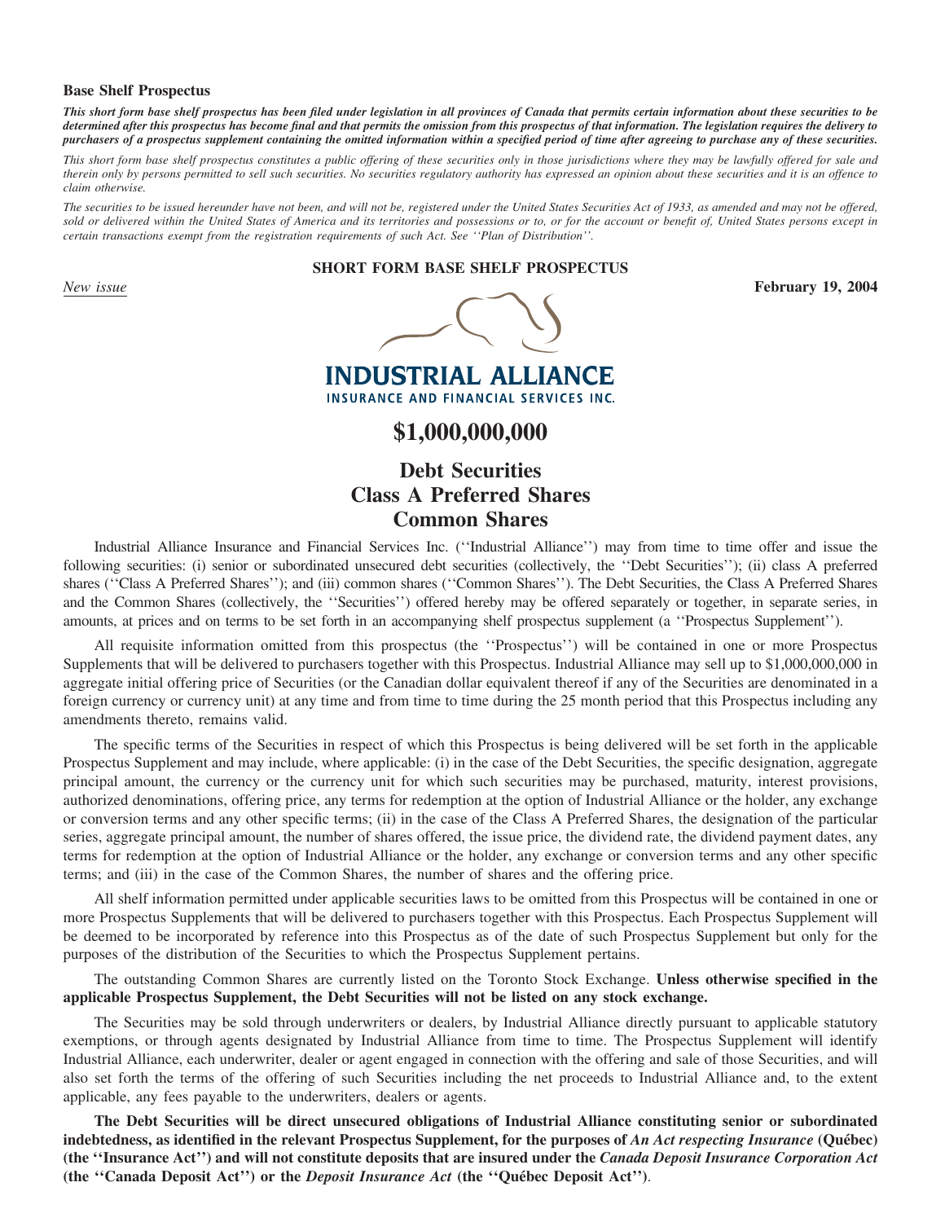**Base Shelf Prospectus**

***This short form base shelf prospectus has been filed under legislation in all provinces of Canada that permits certain information about these securities to be determined after this prospectus has become final and that permits the omission from this prospectus of that information. The legislation requires the delivery to purchasers of a prospectus supplement containing the omitted information within a specified period of time after agreeing to purchase any of these securities.***

*This short form base shelf prospectus constitutes a public offering of these securities only in those jurisdictions where they may be lawfully offered for sale and therein only by persons permitted to sell such securities. No securities regulatory authority has expressed an opinion about these securities and it is an offence to claim otherwise.*

*The securities to be issued hereunder have not been, and will not be, registered under the United States Securities Act of 1933, as amended and may not be offered, sold or delivered within the United States of America and its territories and possessions or to, or for the account or benefit of, United States persons except in certain transactions exempt from the registration requirements of such Act. See ''Plan of Distribution''.*

**SHORT FORM BASE SHELF PROSPECTUS**

*New issue* **February 19, 2004**

**INDUSTRIAL ALLIANCE**
**INSURANCE AND FINANCIAL SERVICES INC.**

# $1,000,000,000

## Debt Securities
## Class A Preferred Shares
## Common Shares

Industrial Alliance Insurance and Financial Services Inc. (''Industrial Alliance'') may from time to time offer and issue the following securities: (i) senior or subordinated unsecured debt securities (collectively, the ''Debt Securities''); (ii) class A preferred shares (''Class A Preferred Shares''); and (iii) common shares (''Common Shares''). The Debt Securities, the Class A Preferred Shares and the Common Shares (collectively, the ''Securities'') offered hereby may be offered separately or together, in separate series, in amounts, at prices and on terms to be set forth in an accompanying shelf prospectus supplement (a ''Prospectus Supplement'').

All requisite information omitted from this prospectus (the ''Prospectus'') will be contained in one or more Prospectus Supplements that will be delivered to purchasers together with this Prospectus. Industrial Alliance may sell up to $1,000,000,000 in aggregate initial offering price of Securities (or the Canadian dollar equivalent thereof if any of the Securities are denominated in a foreign currency or currency unit) at any time and from time to time during the 25 month period that this Prospectus including any amendments thereto, remains valid.

The specific terms of the Securities in respect of which this Prospectus is being delivered will be set forth in the applicable Prospectus Supplement and may include, where applicable: (i) in the case of the Debt Securities, the specific designation, aggregate principal amount, the currency or the currency unit for which such securities may be purchased, maturity, interest provisions, authorized denominations, offering price, any terms for redemption at the option of Industrial Alliance or the holder, any exchange or conversion terms and any other specific terms; (ii) in the case of the Class A Preferred Shares, the designation of the particular series, aggregate principal amount, the number of shares offered, the issue price, the dividend rate, the dividend payment dates, any terms for redemption at the option of Industrial Alliance or the holder, any exchange or conversion terms and any other specific terms; and (iii) in the case of the Common Shares, the number of shares and the offering price.

All shelf information permitted under applicable securities laws to be omitted from this Prospectus will be contained in one or more Prospectus Supplements that will be delivered to purchasers together with this Prospectus. Each Prospectus Supplement will be deemed to be incorporated by reference into this Prospectus as of the date of such Prospectus Supplement but only for the purposes of the distribution of the Securities to which the Prospectus Supplement pertains.

The outstanding Common Shares are currently listed on the Toronto Stock Exchange. **Unless otherwise specified in the applicable Prospectus Supplement, the Debt Securities will not be listed on any stock exchange.**

The Securities may be sold through underwriters or dealers, by Industrial Alliance directly pursuant to applicable statutory exemptions, or through agents designated by Industrial Alliance from time to time. The Prospectus Supplement will identify Industrial Alliance, each underwriter, dealer or agent engaged in connection with the offering and sale of those Securities, and will also set forth the terms of the offering of such Securities including the net proceeds to Industrial Alliance and, to the extent applicable, any fees payable to the underwriters, dealers or agents.

**The Debt Securities will be direct unsecured obligations of Industrial Alliance constituting senior or subordinated indebtedness, as identified in the relevant Prospectus Supplement, for the purposes of *An Act respecting Insurance* (Québec) (the ''Insurance Act'') and will not constitute deposits that are insured under the *Canada Deposit Insurance Corporation Act* (the ''Canada Deposit Act'') or the *Deposit Insurance Act* (the ''Québec Deposit Act'').**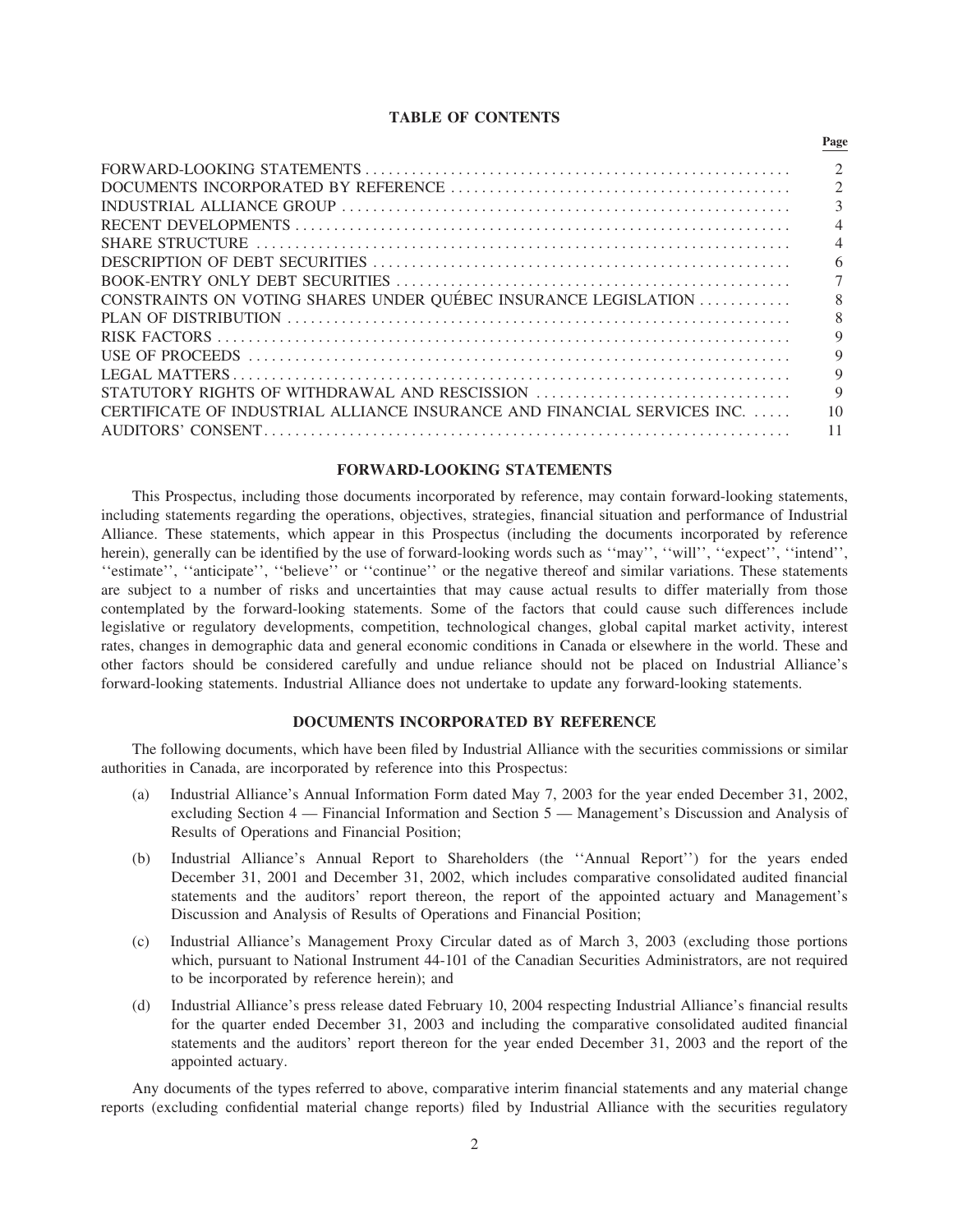## TABLE OF CONTENTS

| | Page |
|---|---|
| FORWARD-LOOKING STATEMENTS | 2 |
| DOCUMENTS INCORPORATED BY REFERENCE | 2 |
| INDUSTRIAL ALLIANCE GROUP | 3 |
| RECENT DEVELOPMENTS | 4 |
| SHARE STRUCTURE | 4 |
| DESCRIPTION OF DEBT SECURITIES | 6 |
| BOOK-ENTRY ONLY DEBT SECURITIES | 7 |
| CONSTRAINTS ON VOTING SHARES UNDER QUÉBEC INSURANCE LEGISLATION | 8 |
| PLAN OF DISTRIBUTION | 8 |
| RISK FACTORS | 9 |
| USE OF PROCEEDS | 9 |
| LEGAL MATTERS | 9 |
| STATUTORY RIGHTS OF WITHDRAWAL AND RESCISSION | 9 |
| CERTIFICATE OF INDUSTRIAL ALLIANCE INSURANCE AND FINANCIAL SERVICES INC. | 10 |
| AUDITORS' CONSENT | 11 |

## FORWARD-LOOKING STATEMENTS

This Prospectus, including those documents incorporated by reference, may contain forward-looking statements, including statements regarding the operations, objectives, strategies, financial situation and performance of Industrial Alliance. These statements, which appear in this Prospectus (including the documents incorporated by reference herein), generally can be identified by the use of forward-looking words such as ''may'', ''will'', ''expect'', ''intend'', ''estimate'', ''anticipate'', ''believe'' or ''continue'' or the negative thereof and similar variations. These statements are subject to a number of risks and uncertainties that may cause actual results to differ materially from those contemplated by the forward-looking statements. Some of the factors that could cause such differences include legislative or regulatory developments, competition, technological changes, global capital market activity, interest rates, changes in demographic data and general economic conditions in Canada or elsewhere in the world. These and other factors should be considered carefully and undue reliance should not be placed on Industrial Alliance's forward-looking statements. Industrial Alliance does not undertake to update any forward-looking statements.

## DOCUMENTS INCORPORATED BY REFERENCE

The following documents, which have been filed by Industrial Alliance with the securities commissions or similar authorities in Canada, are incorporated by reference into this Prospectus:

(a) Industrial Alliance's Annual Information Form dated May 7, 2003 for the year ended December 31, 2002, excluding Section 4 — Financial Information and Section 5 — Management's Discussion and Analysis of Results of Operations and Financial Position;

(b) Industrial Alliance's Annual Report to Shareholders (the ''Annual Report'') for the years ended December 31, 2001 and December 31, 2002, which includes comparative consolidated audited financial statements and the auditors' report thereon, the report of the appointed actuary and Management's Discussion and Analysis of Results of Operations and Financial Position;

(c) Industrial Alliance's Management Proxy Circular dated as of March 3, 2003 (excluding those portions which, pursuant to National Instrument 44-101 of the Canadian Securities Administrators, are not required to be incorporated by reference herein); and

(d) Industrial Alliance's press release dated February 10, 2004 respecting Industrial Alliance's financial results for the quarter ended December 31, 2003 and including the comparative consolidated audited financial statements and the auditors' report thereon for the year ended December 31, 2003 and the report of the appointed actuary.

Any documents of the types referred to above, comparative interim financial statements and any material change reports (excluding confidential material change reports) filed by Industrial Alliance with the securities regulatory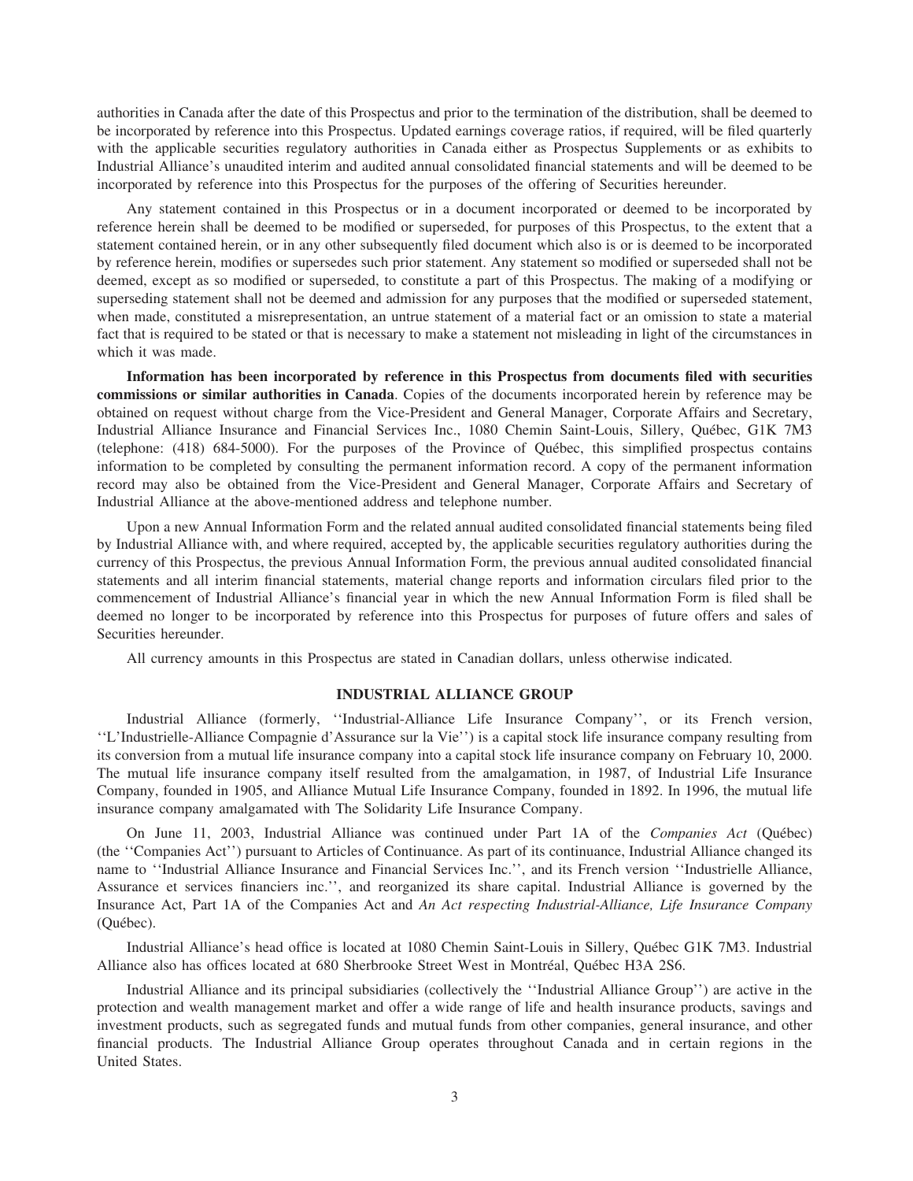authorities in Canada after the date of this Prospectus and prior to the termination of the distribution, shall be deemed to be incorporated by reference into this Prospectus. Updated earnings coverage ratios, if required, will be filed quarterly with the applicable securities regulatory authorities in Canada either as Prospectus Supplements or as exhibits to Industrial Alliance's unaudited interim and audited annual consolidated financial statements and will be deemed to be incorporated by reference into this Prospectus for the purposes of the offering of Securities hereunder.

Any statement contained in this Prospectus or in a document incorporated or deemed to be incorporated by reference herein shall be deemed to be modified or superseded, for purposes of this Prospectus, to the extent that a statement contained herein, or in any other subsequently filed document which also is or is deemed to be incorporated by reference herein, modifies or supersedes such prior statement. Any statement so modified or superseded shall not be deemed, except as so modified or superseded, to constitute a part of this Prospectus. The making of a modifying or superseding statement shall not be deemed and admission for any purposes that the modified or superseded statement, when made, constituted a misrepresentation, an untrue statement of a material fact or an omission to state a material fact that is required to be stated or that is necessary to make a statement not misleading in light of the circumstances in which it was made.

**Information has been incorporated by reference in this Prospectus from documents filed with securities commissions or similar authorities in Canada**. Copies of the documents incorporated herein by reference may be obtained on request without charge from the Vice-President and General Manager, Corporate Affairs and Secretary, Industrial Alliance Insurance and Financial Services Inc., 1080 Chemin Saint-Louis, Sillery, Québec, G1K 7M3 (telephone: (418) 684-5000). For the purposes of the Province of Québec, this simplified prospectus contains information to be completed by consulting the permanent information record. A copy of the permanent information record may also be obtained from the Vice-President and General Manager, Corporate Affairs and Secretary of Industrial Alliance at the above-mentioned address and telephone number.

Upon a new Annual Information Form and the related annual audited consolidated financial statements being filed by Industrial Alliance with, and where required, accepted by, the applicable securities regulatory authorities during the currency of this Prospectus, the previous Annual Information Form, the previous annual audited consolidated financial statements and all interim financial statements, material change reports and information circulars filed prior to the commencement of Industrial Alliance's financial year in which the new Annual Information Form is filed shall be deemed no longer to be incorporated by reference into this Prospectus for purposes of future offers and sales of Securities hereunder.

All currency amounts in this Prospectus are stated in Canadian dollars, unless otherwise indicated.

## INDUSTRIAL ALLIANCE GROUP

Industrial Alliance (formerly, ''Industrial-Alliance Life Insurance Company'', or its French version, ''L'Industrielle-Alliance Compagnie d'Assurance sur la Vie'') is a capital stock life insurance company resulting from its conversion from a mutual life insurance company into a capital stock life insurance company on February 10, 2000. The mutual life insurance company itself resulted from the amalgamation, in 1987, of Industrial Life Insurance Company, founded in 1905, and Alliance Mutual Life Insurance Company, founded in 1892. In 1996, the mutual life insurance company amalgamated with The Solidarity Life Insurance Company.

On June 11, 2003, Industrial Alliance was continued under Part 1A of the *Companies Act* (Québec) (the ''Companies Act'') pursuant to Articles of Continuance. As part of its continuance, Industrial Alliance changed its name to ''Industrial Alliance Insurance and Financial Services Inc.'', and its French version ''Industrielle Alliance, Assurance et services financiers inc.'', and reorganized its share capital. Industrial Alliance is governed by the Insurance Act, Part 1A of the Companies Act and *An Act respecting Industrial-Alliance, Life Insurance Company* (Québec).

Industrial Alliance's head office is located at 1080 Chemin Saint-Louis in Sillery, Québec G1K 7M3. Industrial Alliance also has offices located at 680 Sherbrooke Street West in Montréal, Québec H3A 2S6.

Industrial Alliance and its principal subsidiaries (collectively the ''Industrial Alliance Group'') are active in the protection and wealth management market and offer a wide range of life and health insurance products, savings and investment products, such as segregated funds and mutual funds from other companies, general insurance, and other financial products. The Industrial Alliance Group operates throughout Canada and in certain regions in the United States.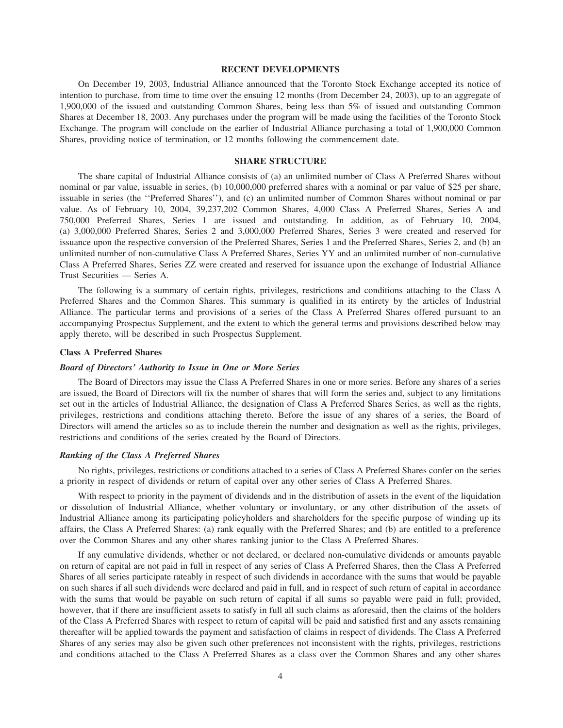## RECENT DEVELOPMENTS

On December 19, 2003, Industrial Alliance announced that the Toronto Stock Exchange accepted its notice of intention to purchase, from time to time over the ensuing 12 months (from December 24, 2003), up to an aggregate of 1,900,000 of the issued and outstanding Common Shares, being less than 5% of issued and outstanding Common Shares at December 18, 2003. Any purchases under the program will be made using the facilities of the Toronto Stock Exchange. The program will conclude on the earlier of Industrial Alliance purchasing a total of 1,900,000 Common Shares, providing notice of termination, or 12 months following the commencement date.

## SHARE STRUCTURE

The share capital of Industrial Alliance consists of (a) an unlimited number of Class A Preferred Shares without nominal or par value, issuable in series, (b) 10,000,000 preferred shares with a nominal or par value of $25 per share, issuable in series (the ''Preferred Shares''), and (c) an unlimited number of Common Shares without nominal or par value. As of February 10, 2004, 39,237,202 Common Shares, 4,000 Class A Preferred Shares, Series A and 750,000 Preferred Shares, Series 1 are issued and outstanding. In addition, as of February 10, 2004, (a) 3,000,000 Preferred Shares, Series 2 and 3,000,000 Preferred Shares, Series 3 were created and reserved for issuance upon the respective conversion of the Preferred Shares, Series 1 and the Preferred Shares, Series 2, and (b) an unlimited number of non-cumulative Class A Preferred Shares, Series YY and an unlimited number of non-cumulative Class A Preferred Shares, Series ZZ were created and reserved for issuance upon the exchange of Industrial Alliance Trust Securities — Series A.

The following is a summary of certain rights, privileges, restrictions and conditions attaching to the Class A Preferred Shares and the Common Shares. This summary is qualified in its entirety by the articles of Industrial Alliance. The particular terms and provisions of a series of the Class A Preferred Shares offered pursuant to an accompanying Prospectus Supplement, and the extent to which the general terms and provisions described below may apply thereto, will be described in such Prospectus Supplement.

### Class A Preferred Shares

#### *Board of Directors' Authority to Issue in One or More Series*

The Board of Directors may issue the Class A Preferred Shares in one or more series. Before any shares of a series are issued, the Board of Directors will fix the number of shares that will form the series and, subject to any limitations set out in the articles of Industrial Alliance, the designation of Class A Preferred Shares Series, as well as the rights, privileges, restrictions and conditions attaching thereto. Before the issue of any shares of a series, the Board of Directors will amend the articles so as to include therein the number and designation as well as the rights, privileges, restrictions and conditions of the series created by the Board of Directors.

#### *Ranking of the Class A Preferred Shares*

No rights, privileges, restrictions or conditions attached to a series of Class A Preferred Shares confer on the series a priority in respect of dividends or return of capital over any other series of Class A Preferred Shares.

With respect to priority in the payment of dividends and in the distribution of assets in the event of the liquidation or dissolution of Industrial Alliance, whether voluntary or involuntary, or any other distribution of the assets of Industrial Alliance among its participating policyholders and shareholders for the specific purpose of winding up its affairs, the Class A Preferred Shares: (a) rank equally with the Preferred Shares; and (b) are entitled to a preference over the Common Shares and any other shares ranking junior to the Class A Preferred Shares.

If any cumulative dividends, whether or not declared, or declared non-cumulative dividends or amounts payable on return of capital are not paid in full in respect of any series of Class A Preferred Shares, then the Class A Preferred Shares of all series participate rateably in respect of such dividends in accordance with the sums that would be payable on such shares if all such dividends were declared and paid in full, and in respect of such return of capital in accordance with the sums that would be payable on such return of capital if all sums so payable were paid in full; provided, however, that if there are insufficient assets to satisfy in full all such claims as aforesaid, then the claims of the holders of the Class A Preferred Shares with respect to return of capital will be paid and satisfied first and any assets remaining thereafter will be applied towards the payment and satisfaction of claims in respect of dividends. The Class A Preferred Shares of any series may also be given such other preferences not inconsistent with the rights, privileges, restrictions and conditions attached to the Class A Preferred Shares as a class over the Common Shares and any other shares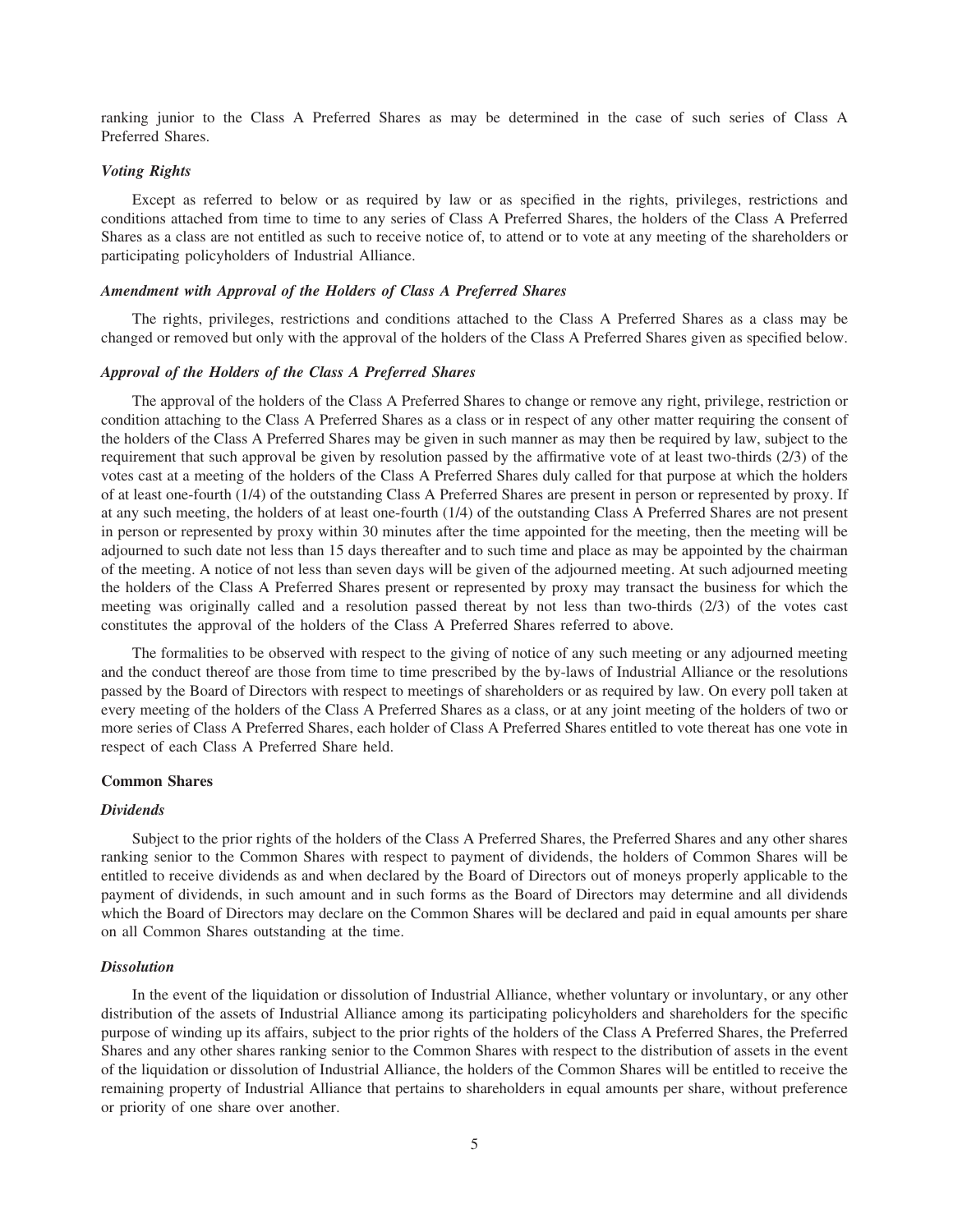ranking junior to the Class A Preferred Shares as may be determined in the case of such series of Class A Preferred Shares.

### *Voting Rights*

Except as referred to below or as required by law or as specified in the rights, privileges, restrictions and conditions attached from time to time to any series of Class A Preferred Shares, the holders of the Class A Preferred Shares as a class are not entitled as such to receive notice of, to attend or to vote at any meeting of the shareholders or participating policyholders of Industrial Alliance.

### *Amendment with Approval of the Holders of Class A Preferred Shares*

The rights, privileges, restrictions and conditions attached to the Class A Preferred Shares as a class may be changed or removed but only with the approval of the holders of the Class A Preferred Shares given as specified below.

### *Approval of the Holders of the Class A Preferred Shares*

The approval of the holders of the Class A Preferred Shares to change or remove any right, privilege, restriction or condition attaching to the Class A Preferred Shares as a class or in respect of any other matter requiring the consent of the holders of the Class A Preferred Shares may be given in such manner as may then be required by law, subject to the requirement that such approval be given by resolution passed by the affirmative vote of at least two-thirds (2/3) of the votes cast at a meeting of the holders of the Class A Preferred Shares duly called for that purpose at which the holders of at least one-fourth (1/4) of the outstanding Class A Preferred Shares are present in person or represented by proxy. If at any such meeting, the holders of at least one-fourth (1/4) of the outstanding Class A Preferred Shares are not present in person or represented by proxy within 30 minutes after the time appointed for the meeting, then the meeting will be adjourned to such date not less than 15 days thereafter and to such time and place as may be appointed by the chairman of the meeting. A notice of not less than seven days will be given of the adjourned meeting. At such adjourned meeting the holders of the Class A Preferred Shares present or represented by proxy may transact the business for which the meeting was originally called and a resolution passed thereat by not less than two-thirds (2/3) of the votes cast constitutes the approval of the holders of the Class A Preferred Shares referred to above.

The formalities to be observed with respect to the giving of notice of any such meeting or any adjourned meeting and the conduct thereof are those from time to time prescribed by the by-laws of Industrial Alliance or the resolutions passed by the Board of Directors with respect to meetings of shareholders or as required by law. On every poll taken at every meeting of the holders of the Class A Preferred Shares as a class, or at any joint meeting of the holders of two or more series of Class A Preferred Shares, each holder of Class A Preferred Shares entitled to vote thereat has one vote in respect of each Class A Preferred Share held.

## **Common Shares**

### *Dividends*

Subject to the prior rights of the holders of the Class A Preferred Shares, the Preferred Shares and any other shares ranking senior to the Common Shares with respect to payment of dividends, the holders of Common Shares will be entitled to receive dividends as and when declared by the Board of Directors out of moneys properly applicable to the payment of dividends, in such amount and in such forms as the Board of Directors may determine and all dividends which the Board of Directors may declare on the Common Shares will be declared and paid in equal amounts per share on all Common Shares outstanding at the time.

### *Dissolution*

In the event of the liquidation or dissolution of Industrial Alliance, whether voluntary or involuntary, or any other distribution of the assets of Industrial Alliance among its participating policyholders and shareholders for the specific purpose of winding up its affairs, subject to the prior rights of the holders of the Class A Preferred Shares, the Preferred Shares and any other shares ranking senior to the Common Shares with respect to the distribution of assets in the event of the liquidation or dissolution of Industrial Alliance, the holders of the Common Shares will be entitled to receive the remaining property of Industrial Alliance that pertains to shareholders in equal amounts per share, without preference or priority of one share over another.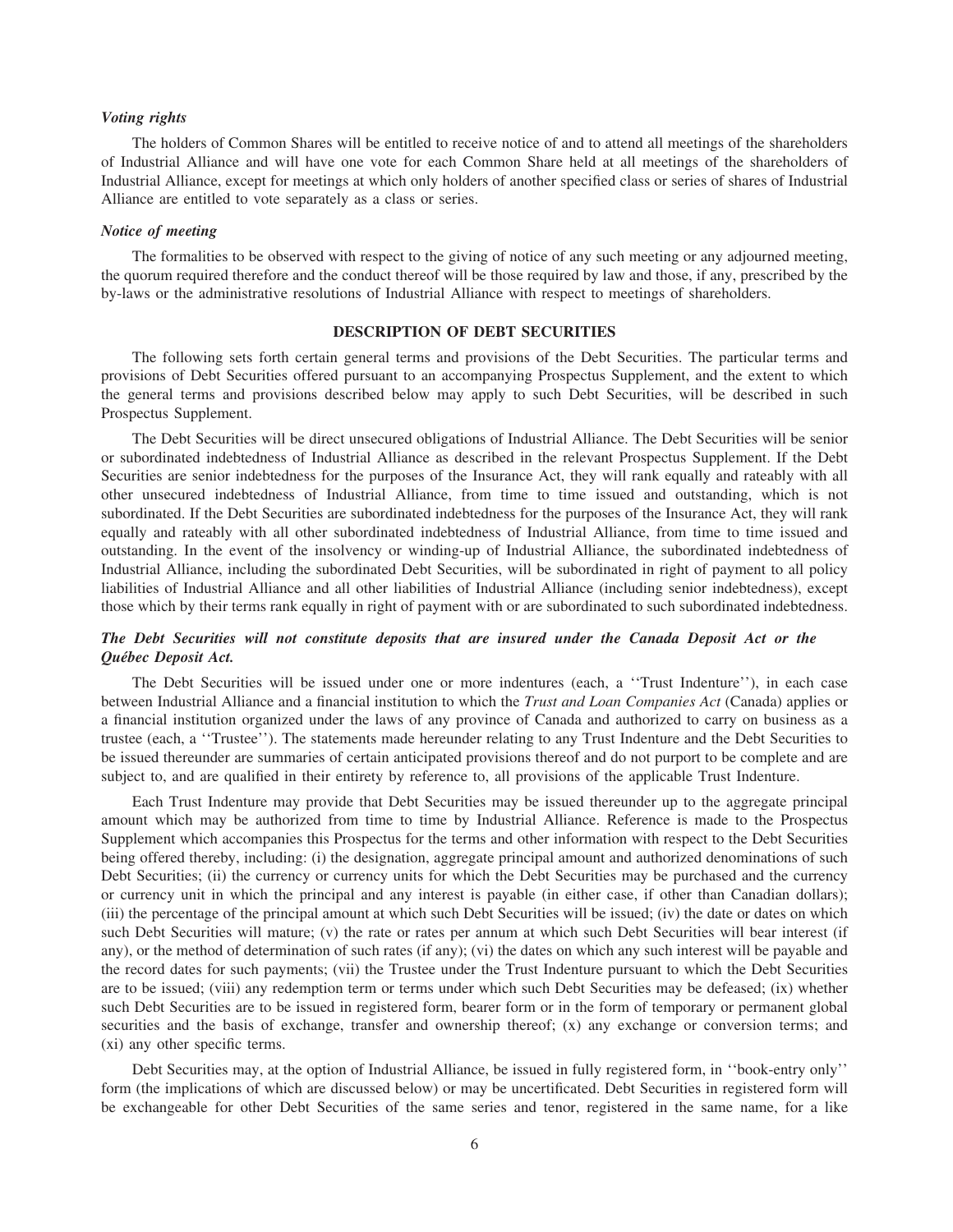### *Voting rights*

The holders of Common Shares will be entitled to receive notice of and to attend all meetings of the shareholders of Industrial Alliance and will have one vote for each Common Share held at all meetings of the shareholders of Industrial Alliance, except for meetings at which only holders of another specified class or series of shares of Industrial Alliance are entitled to vote separately as a class or series.

### *Notice of meeting*

The formalities to be observed with respect to the giving of notice of any such meeting or any adjourned meeting, the quorum required therefore and the conduct thereof will be those required by law and those, if any, prescribed by the by-laws or the administrative resolutions of Industrial Alliance with respect to meetings of shareholders.

## DESCRIPTION OF DEBT SECURITIES

The following sets forth certain general terms and provisions of the Debt Securities. The particular terms and provisions of Debt Securities offered pursuant to an accompanying Prospectus Supplement, and the extent to which the general terms and provisions described below may apply to such Debt Securities, will be described in such Prospectus Supplement.

The Debt Securities will be direct unsecured obligations of Industrial Alliance. The Debt Securities will be senior or subordinated indebtedness of Industrial Alliance as described in the relevant Prospectus Supplement. If the Debt Securities are senior indebtedness for the purposes of the Insurance Act, they will rank equally and rateably with all other unsecured indebtedness of Industrial Alliance, from time to time issued and outstanding, which is not subordinated. If the Debt Securities are subordinated indebtedness for the purposes of the Insurance Act, they will rank equally and rateably with all other subordinated indebtedness of Industrial Alliance, from time to time issued and outstanding. In the event of the insolvency or winding-up of Industrial Alliance, the subordinated indebtedness of Industrial Alliance, including the subordinated Debt Securities, will be subordinated in right of payment to all policy liabilities of Industrial Alliance and all other liabilities of Industrial Alliance (including senior indebtedness), except those which by their terms rank equally in right of payment with or are subordinated to such subordinated indebtedness.

***The Debt Securities will not constitute deposits that are insured under the Canada Deposit Act or the Québec Deposit Act.***

The Debt Securities will be issued under one or more indentures (each, a ''Trust Indenture''), in each case between Industrial Alliance and a financial institution to which the *Trust and Loan Companies Act* (Canada) applies or a financial institution organized under the laws of any province of Canada and authorized to carry on business as a trustee (each, a ''Trustee''). The statements made hereunder relating to any Trust Indenture and the Debt Securities to be issued thereunder are summaries of certain anticipated provisions thereof and do not purport to be complete and are subject to, and are qualified in their entirety by reference to, all provisions of the applicable Trust Indenture.

Each Trust Indenture may provide that Debt Securities may be issued thereunder up to the aggregate principal amount which may be authorized from time to time by Industrial Alliance. Reference is made to the Prospectus Supplement which accompanies this Prospectus for the terms and other information with respect to the Debt Securities being offered thereby, including: (i) the designation, aggregate principal amount and authorized denominations of such Debt Securities; (ii) the currency or currency units for which the Debt Securities may be purchased and the currency or currency unit in which the principal and any interest is payable (in either case, if other than Canadian dollars); (iii) the percentage of the principal amount at which such Debt Securities will be issued; (iv) the date or dates on which such Debt Securities will mature; (v) the rate or rates per annum at which such Debt Securities will bear interest (if any), or the method of determination of such rates (if any); (vi) the dates on which any such interest will be payable and the record dates for such payments; (vii) the Trustee under the Trust Indenture pursuant to which the Debt Securities are to be issued; (viii) any redemption term or terms under which such Debt Securities may be defeased; (ix) whether such Debt Securities are to be issued in registered form, bearer form or in the form of temporary or permanent global securities and the basis of exchange, transfer and ownership thereof; (x) any exchange or conversion terms; and (xi) any other specific terms.

Debt Securities may, at the option of Industrial Alliance, be issued in fully registered form, in ''book-entry only'' form (the implications of which are discussed below) or may be uncertificated. Debt Securities in registered form will be exchangeable for other Debt Securities of the same series and tenor, registered in the same name, for a like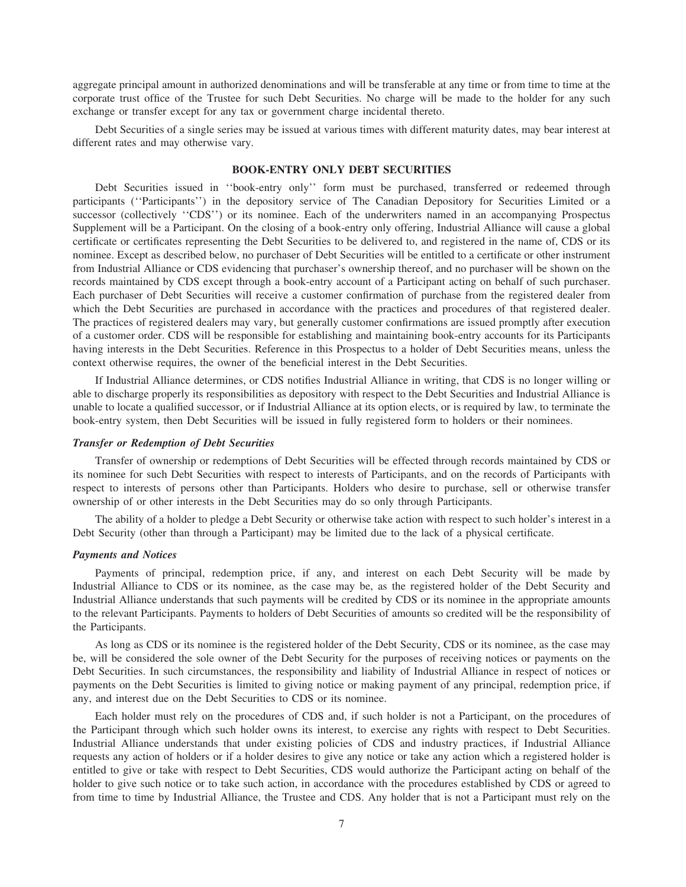aggregate principal amount in authorized denominations and will be transferable at any time or from time to time at the corporate trust office of the Trustee for such Debt Securities. No charge will be made to the holder for any such exchange or transfer except for any tax or government charge incidental thereto.

Debt Securities of a single series may be issued at various times with different maturity dates, may bear interest at different rates and may otherwise vary.

## BOOK-ENTRY ONLY DEBT SECURITIES

Debt Securities issued in ''book-entry only'' form must be purchased, transferred or redeemed through participants (''Participants'') in the depository service of The Canadian Depository for Securities Limited or a successor (collectively ''CDS'') or its nominee. Each of the underwriters named in an accompanying Prospectus Supplement will be a Participant. On the closing of a book-entry only offering, Industrial Alliance will cause a global certificate or certificates representing the Debt Securities to be delivered to, and registered in the name of, CDS or its nominee. Except as described below, no purchaser of Debt Securities will be entitled to a certificate or other instrument from Industrial Alliance or CDS evidencing that purchaser's ownership thereof, and no purchaser will be shown on the records maintained by CDS except through a book-entry account of a Participant acting on behalf of such purchaser. Each purchaser of Debt Securities will receive a customer confirmation of purchase from the registered dealer from which the Debt Securities are purchased in accordance with the practices and procedures of that registered dealer. The practices of registered dealers may vary, but generally customer confirmations are issued promptly after execution of a customer order. CDS will be responsible for establishing and maintaining book-entry accounts for its Participants having interests in the Debt Securities. Reference in this Prospectus to a holder of Debt Securities means, unless the context otherwise requires, the owner of the beneficial interest in the Debt Securities.

If Industrial Alliance determines, or CDS notifies Industrial Alliance in writing, that CDS is no longer willing or able to discharge properly its responsibilities as depository with respect to the Debt Securities and Industrial Alliance is unable to locate a qualified successor, or if Industrial Alliance at its option elects, or is required by law, to terminate the book-entry system, then Debt Securities will be issued in fully registered form to holders or their nominees.

### *Transfer or Redemption of Debt Securities*

Transfer of ownership or redemptions of Debt Securities will be effected through records maintained by CDS or its nominee for such Debt Securities with respect to interests of Participants, and on the records of Participants with respect to interests of persons other than Participants. Holders who desire to purchase, sell or otherwise transfer ownership of or other interests in the Debt Securities may do so only through Participants.

The ability of a holder to pledge a Debt Security or otherwise take action with respect to such holder's interest in a Debt Security (other than through a Participant) may be limited due to the lack of a physical certificate.

### *Payments and Notices*

Payments of principal, redemption price, if any, and interest on each Debt Security will be made by Industrial Alliance to CDS or its nominee, as the case may be, as the registered holder of the Debt Security and Industrial Alliance understands that such payments will be credited by CDS or its nominee in the appropriate amounts to the relevant Participants. Payments to holders of Debt Securities of amounts so credited will be the responsibility of the Participants.

As long as CDS or its nominee is the registered holder of the Debt Security, CDS or its nominee, as the case may be, will be considered the sole owner of the Debt Security for the purposes of receiving notices or payments on the Debt Securities. In such circumstances, the responsibility and liability of Industrial Alliance in respect of notices or payments on the Debt Securities is limited to giving notice or making payment of any principal, redemption price, if any, and interest due on the Debt Securities to CDS or its nominee.

Each holder must rely on the procedures of CDS and, if such holder is not a Participant, on the procedures of the Participant through which such holder owns its interest, to exercise any rights with respect to Debt Securities. Industrial Alliance understands that under existing policies of CDS and industry practices, if Industrial Alliance requests any action of holders or if a holder desires to give any notice or take any action which a registered holder is entitled to give or take with respect to Debt Securities, CDS would authorize the Participant acting on behalf of the holder to give such notice or to take such action, in accordance with the procedures established by CDS or agreed to from time to time by Industrial Alliance, the Trustee and CDS. Any holder that is not a Participant must rely on the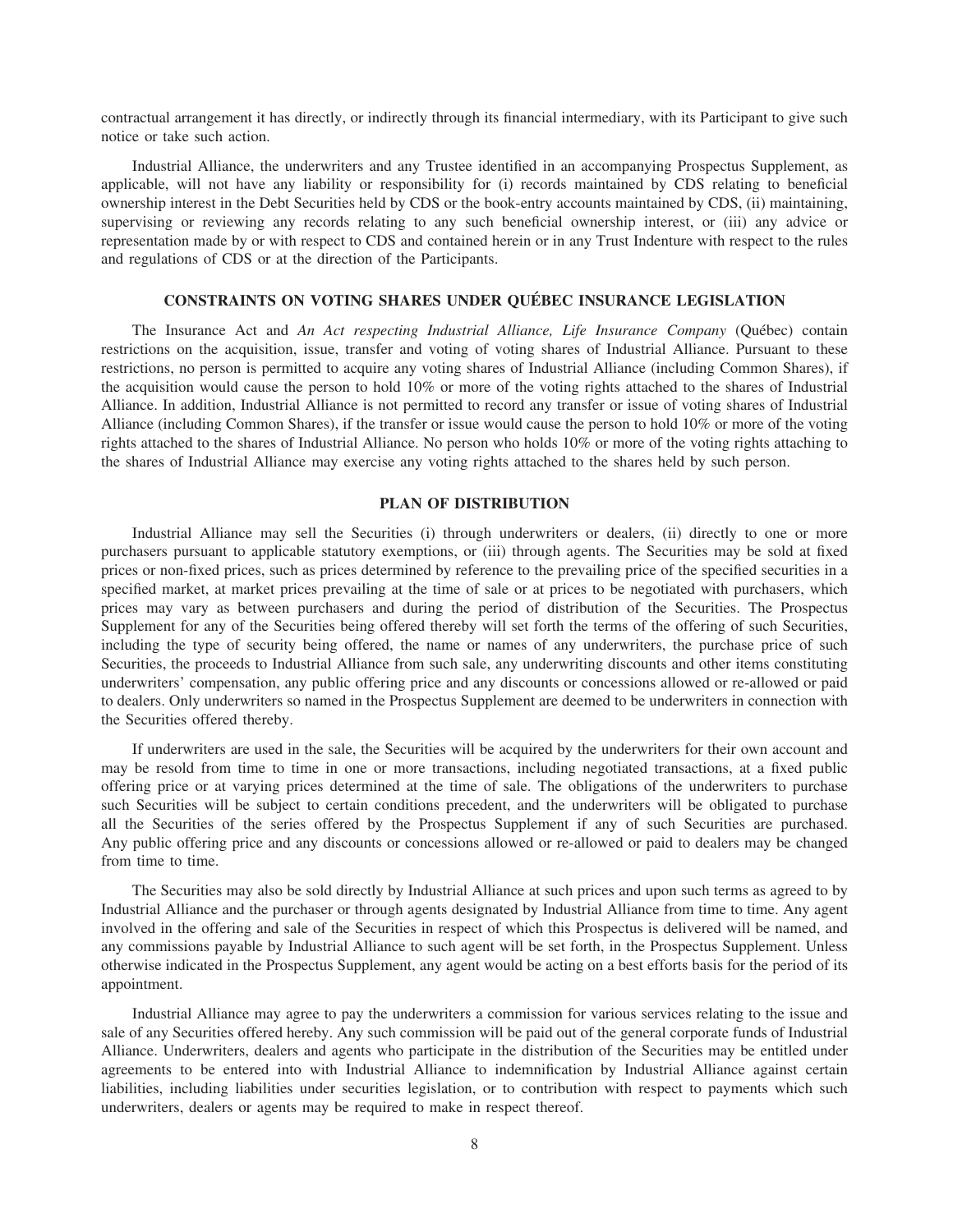contractual arrangement it has directly, or indirectly through its financial intermediary, with its Participant to give such notice or take such action.

Industrial Alliance, the underwriters and any Trustee identified in an accompanying Prospectus Supplement, as applicable, will not have any liability or responsibility for (i) records maintained by CDS relating to beneficial ownership interest in the Debt Securities held by CDS or the book-entry accounts maintained by CDS, (ii) maintaining, supervising or reviewing any records relating to any such beneficial ownership interest, or (iii) any advice or representation made by or with respect to CDS and contained herein or in any Trust Indenture with respect to the rules and regulations of CDS or at the direction of the Participants.

## CONSTRAINTS ON VOTING SHARES UNDER QUÉBEC INSURANCE LEGISLATION

The Insurance Act and *An Act respecting Industrial Alliance, Life Insurance Company* (Québec) contain restrictions on the acquisition, issue, transfer and voting of voting shares of Industrial Alliance. Pursuant to these restrictions, no person is permitted to acquire any voting shares of Industrial Alliance (including Common Shares), if the acquisition would cause the person to hold 10% or more of the voting rights attached to the shares of Industrial Alliance. In addition, Industrial Alliance is not permitted to record any transfer or issue of voting shares of Industrial Alliance (including Common Shares), if the transfer or issue would cause the person to hold 10% or more of the voting rights attached to the shares of Industrial Alliance. No person who holds 10% or more of the voting rights attaching to the shares of Industrial Alliance may exercise any voting rights attached to the shares held by such person.

## PLAN OF DISTRIBUTION

Industrial Alliance may sell the Securities (i) through underwriters or dealers, (ii) directly to one or more purchasers pursuant to applicable statutory exemptions, or (iii) through agents. The Securities may be sold at fixed prices or non-fixed prices, such as prices determined by reference to the prevailing price of the specified securities in a specified market, at market prices prevailing at the time of sale or at prices to be negotiated with purchasers, which prices may vary as between purchasers and during the period of distribution of the Securities. The Prospectus Supplement for any of the Securities being offered thereby will set forth the terms of the offering of such Securities, including the type of security being offered, the name or names of any underwriters, the purchase price of such Securities, the proceeds to Industrial Alliance from such sale, any underwriting discounts and other items constituting underwriters' compensation, any public offering price and any discounts or concessions allowed or re-allowed or paid to dealers. Only underwriters so named in the Prospectus Supplement are deemed to be underwriters in connection with the Securities offered thereby.

If underwriters are used in the sale, the Securities will be acquired by the underwriters for their own account and may be resold from time to time in one or more transactions, including negotiated transactions, at a fixed public offering price or at varying prices determined at the time of sale. The obligations of the underwriters to purchase such Securities will be subject to certain conditions precedent, and the underwriters will be obligated to purchase all the Securities of the series offered by the Prospectus Supplement if any of such Securities are purchased. Any public offering price and any discounts or concessions allowed or re-allowed or paid to dealers may be changed from time to time.

The Securities may also be sold directly by Industrial Alliance at such prices and upon such terms as agreed to by Industrial Alliance and the purchaser or through agents designated by Industrial Alliance from time to time. Any agent involved in the offering and sale of the Securities in respect of which this Prospectus is delivered will be named, and any commissions payable by Industrial Alliance to such agent will be set forth, in the Prospectus Supplement. Unless otherwise indicated in the Prospectus Supplement, any agent would be acting on a best efforts basis for the period of its appointment.

Industrial Alliance may agree to pay the underwriters a commission for various services relating to the issue and sale of any Securities offered hereby. Any such commission will be paid out of the general corporate funds of Industrial Alliance. Underwriters, dealers and agents who participate in the distribution of the Securities may be entitled under agreements to be entered into with Industrial Alliance to indemnification by Industrial Alliance against certain liabilities, including liabilities under securities legislation, or to contribution with respect to payments which such underwriters, dealers or agents may be required to make in respect thereof.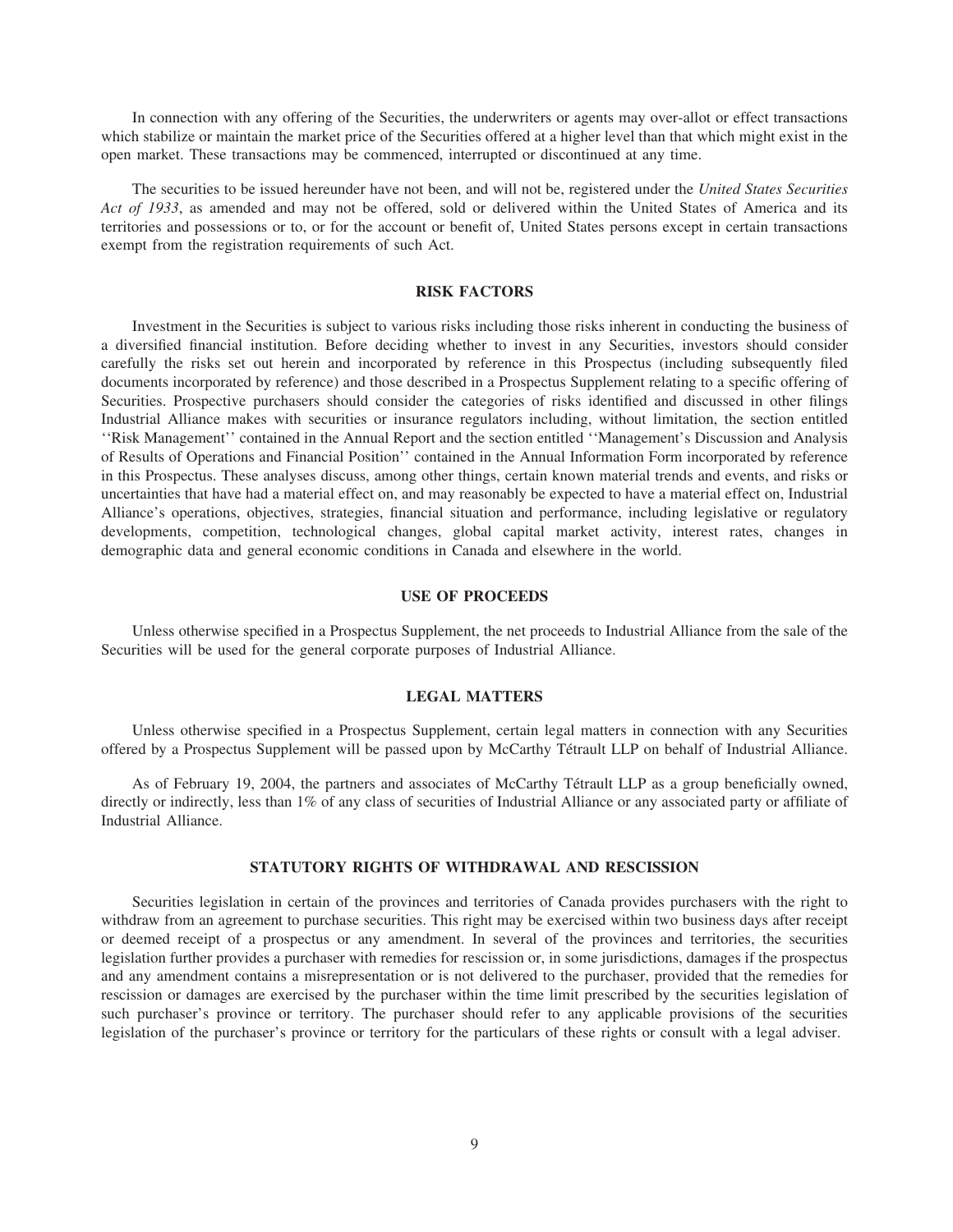In connection with any offering of the Securities, the underwriters or agents may over-allot or effect transactions which stabilize or maintain the market price of the Securities offered at a higher level than that which might exist in the open market. These transactions may be commenced, interrupted or discontinued at any time.

The securities to be issued hereunder have not been, and will not be, registered under the *United States Securities Act of 1933*, as amended and may not be offered, sold or delivered within the United States of America and its territories and possessions or to, or for the account or benefit of, United States persons except in certain transactions exempt from the registration requirements of such Act.

## RISK FACTORS

Investment in the Securities is subject to various risks including those risks inherent in conducting the business of a diversified financial institution. Before deciding whether to invest in any Securities, investors should consider carefully the risks set out herein and incorporated by reference in this Prospectus (including subsequently filed documents incorporated by reference) and those described in a Prospectus Supplement relating to a specific offering of Securities. Prospective purchasers should consider the categories of risks identified and discussed in other filings Industrial Alliance makes with securities or insurance regulators including, without limitation, the section entitled ''Risk Management'' contained in the Annual Report and the section entitled ''Management's Discussion and Analysis of Results of Operations and Financial Position'' contained in the Annual Information Form incorporated by reference in this Prospectus. These analyses discuss, among other things, certain known material trends and events, and risks or uncertainties that have had a material effect on, and may reasonably be expected to have a material effect on, Industrial Alliance's operations, objectives, strategies, financial situation and performance, including legislative or regulatory developments, competition, technological changes, global capital market activity, interest rates, changes in demographic data and general economic conditions in Canada and elsewhere in the world.

## USE OF PROCEEDS

Unless otherwise specified in a Prospectus Supplement, the net proceeds to Industrial Alliance from the sale of the Securities will be used for the general corporate purposes of Industrial Alliance.

## LEGAL MATTERS

Unless otherwise specified in a Prospectus Supplement, certain legal matters in connection with any Securities offered by a Prospectus Supplement will be passed upon by McCarthy Tétrault LLP on behalf of Industrial Alliance.

As of February 19, 2004, the partners and associates of McCarthy Tétrault LLP as a group beneficially owned, directly or indirectly, less than 1% of any class of securities of Industrial Alliance or any associated party or affiliate of Industrial Alliance.

## STATUTORY RIGHTS OF WITHDRAWAL AND RESCISSION

Securities legislation in certain of the provinces and territories of Canada provides purchasers with the right to withdraw from an agreement to purchase securities. This right may be exercised within two business days after receipt or deemed receipt of a prospectus or any amendment. In several of the provinces and territories, the securities legislation further provides a purchaser with remedies for rescission or, in some jurisdictions, damages if the prospectus and any amendment contains a misrepresentation or is not delivered to the purchaser, provided that the remedies for rescission or damages are exercised by the purchaser within the time limit prescribed by the securities legislation of such purchaser's province or territory. The purchaser should refer to any applicable provisions of the securities legislation of the purchaser's province or territory for the particulars of these rights or consult with a legal adviser.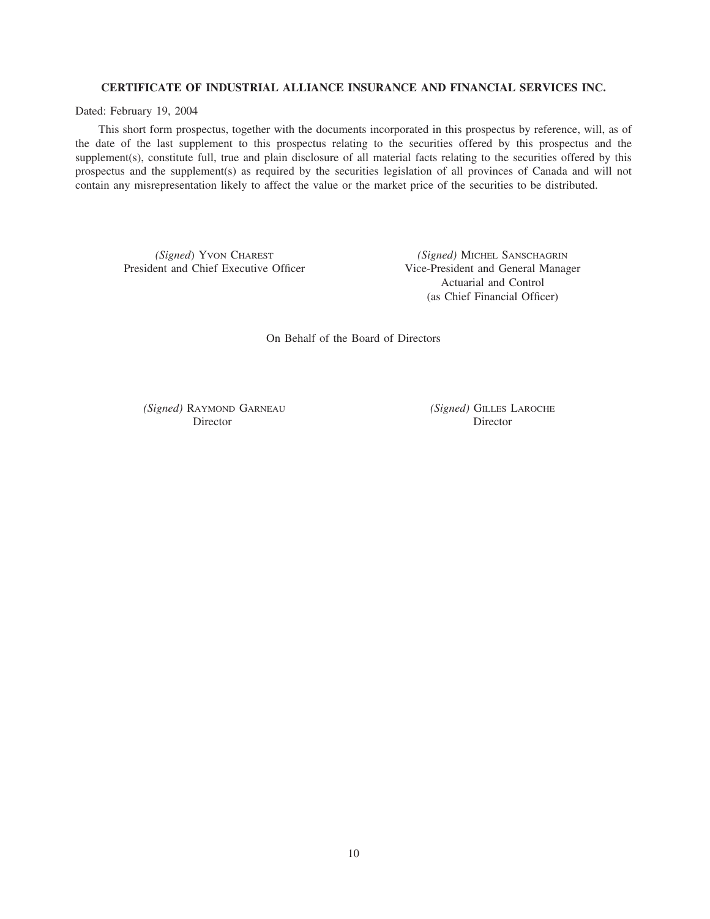**CERTIFICATE OF INDUSTRIAL ALLIANCE INSURANCE AND FINANCIAL SERVICES INC.**

Dated: February 19, 2004

This short form prospectus, together with the documents incorporated in this prospectus by reference, will, as of the date of the last supplement to this prospectus relating to the securities offered by this prospectus and the supplement(s), constitute full, true and plain disclosure of all material facts relating to the securities offered by this prospectus and the supplement(s) as required by the securities legislation of all provinces of Canada and will not contain any misrepresentation likely to affect the value or the market price of the securities to be distributed.

*(Signed)* YVON CHAREST
President and Chief Executive Officer

*(Signed)* MICHEL SANSCHAGRIN
Vice-President and General Manager
Actuarial and Control
(as Chief Financial Officer)

On Behalf of the Board of Directors

*(Signed)* RAYMOND GARNEAU
Director

*(Signed)* GILLES LAROCHE
Director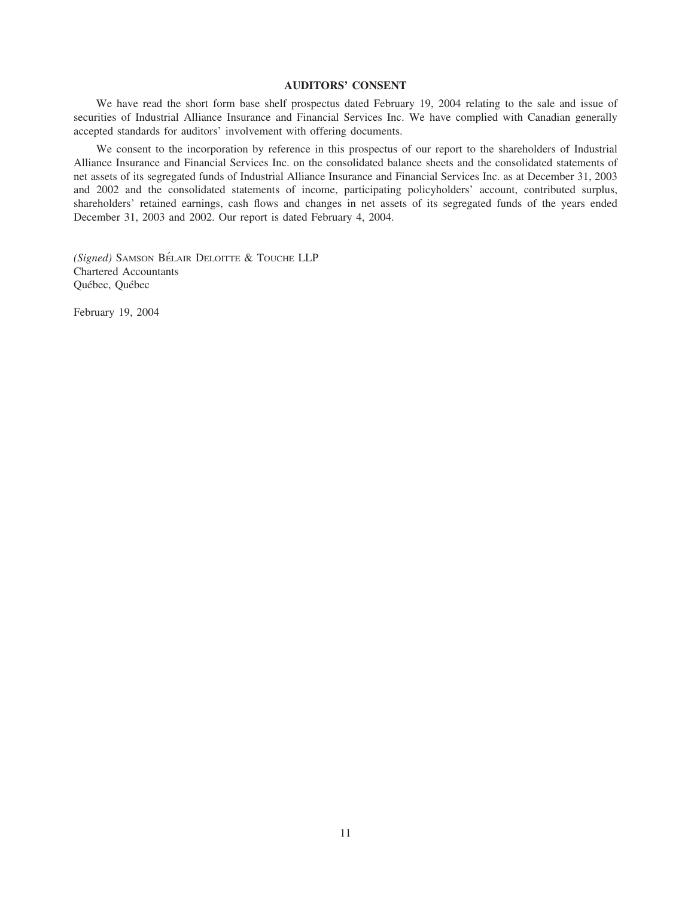## AUDITORS' CONSENT

We have read the short form base shelf prospectus dated February 19, 2004 relating to the sale and issue of securities of Industrial Alliance Insurance and Financial Services Inc. We have complied with Canadian generally accepted standards for auditors' involvement with offering documents.

We consent to the incorporation by reference in this prospectus of our report to the shareholders of Industrial Alliance Insurance and Financial Services Inc. on the consolidated balance sheets and the consolidated statements of net assets of its segregated funds of Industrial Alliance Insurance and Financial Services Inc. as at December 31, 2003 and 2002 and the consolidated statements of income, participating policyholders' account, contributed surplus, shareholders' retained earnings, cash flows and changes in net assets of its segregated funds of the years ended December 31, 2003 and 2002. Our report is dated February 4, 2004.

*(Signed)* SAMSON BÉLAIR DELOITTE & TOUCHE LLP
Chartered Accountants
Québec, Québec

February 19, 2004